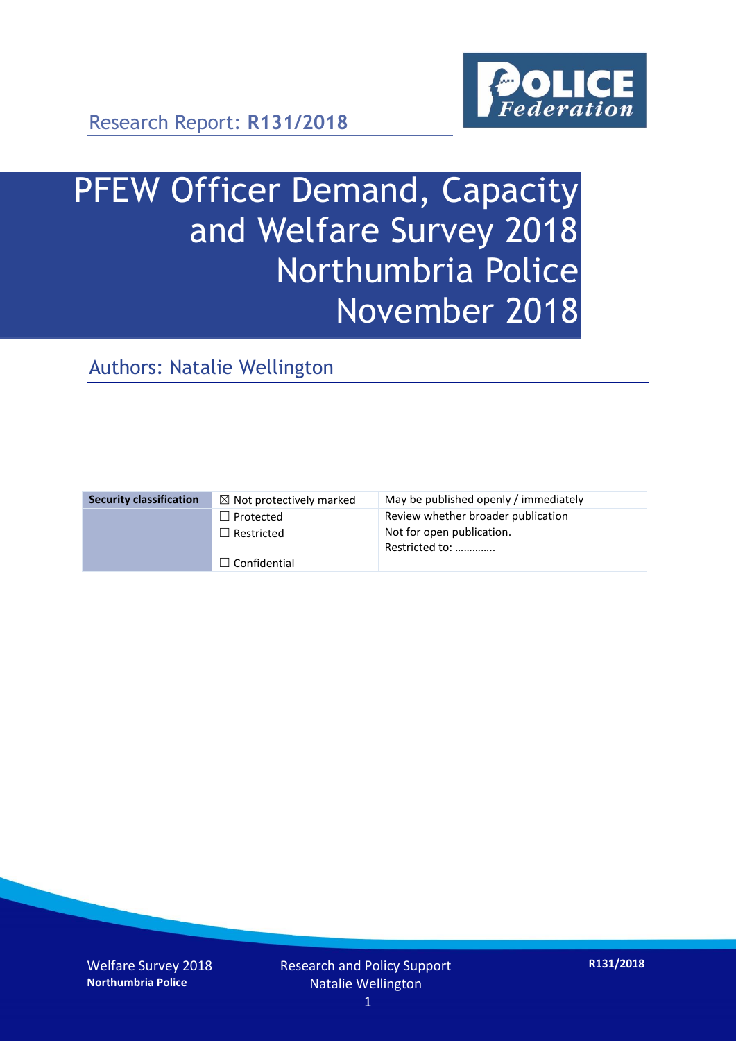Research Report: **R131/2018**

# PFEW Officer Demand, Capacity and Welfare Survey 2018 Northumbria Police November 2018

## Authors: Natalie Wellington

| **Security classification** | ☒ Not protectively marked | May be published openly / immediately |
|---|---|---|
| | ☐ Protected | Review whether broader publication |
| | ☐ Restricted | Not for open publication. Restricted to: ………….. |
| | ☐ Confidential | |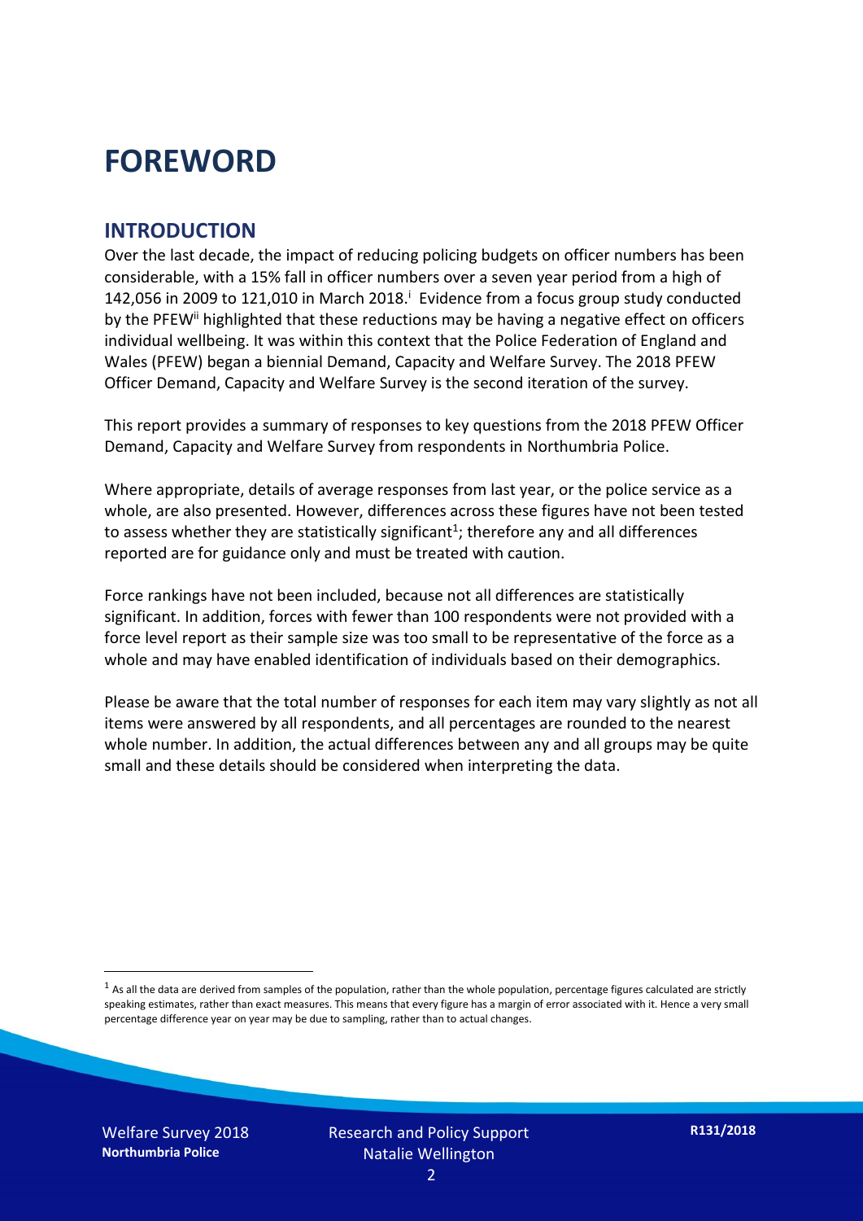# FOREWORD

## INTRODUCTION

Over the last decade, the impact of reducing policing budgets on officer numbers has been considerable, with a 15% fall in officer numbers over a seven year period from a high of 142,056 in 2009 to 121,010 in March 2018.[i] Evidence from a focus group study conducted by the PFEW[ii] highlighted that these reductions may be having a negative effect on officers individual wellbeing. It was within this context that the Police Federation of England and Wales (PFEW) began a biennial Demand, Capacity and Welfare Survey. The 2018 PFEW Officer Demand, Capacity and Welfare Survey is the second iteration of the survey.

This report provides a summary of responses to key questions from the 2018 PFEW Officer Demand, Capacity and Welfare Survey from respondents in Northumbria Police.

Where appropriate, details of average responses from last year, or the police service as a whole, are also presented. However, differences across these figures have not been tested to assess whether they are statistically significant[1]; therefore any and all differences reported are for guidance only and must be treated with caution.

Force rankings have not been included, because not all differences are statistically significant. In addition, forces with fewer than 100 respondents were not provided with a force level report as their sample size was too small to be representative of the force as a whole and may have enabled identification of individuals based on their demographics.

Please be aware that the total number of responses for each item may vary slightly as not all items were answered by all respondents, and all percentages are rounded to the nearest whole number. In addition, the actual differences between any and all groups may be quite small and these details should be considered when interpreting the data.

[1] As all the data are derived from samples of the population, rather than the whole population, percentage figures calculated are strictly speaking estimates, rather than exact measures. This means that every figure has a margin of error associated with it. Hence a very small percentage difference year on year may be due to sampling, rather than to actual changes.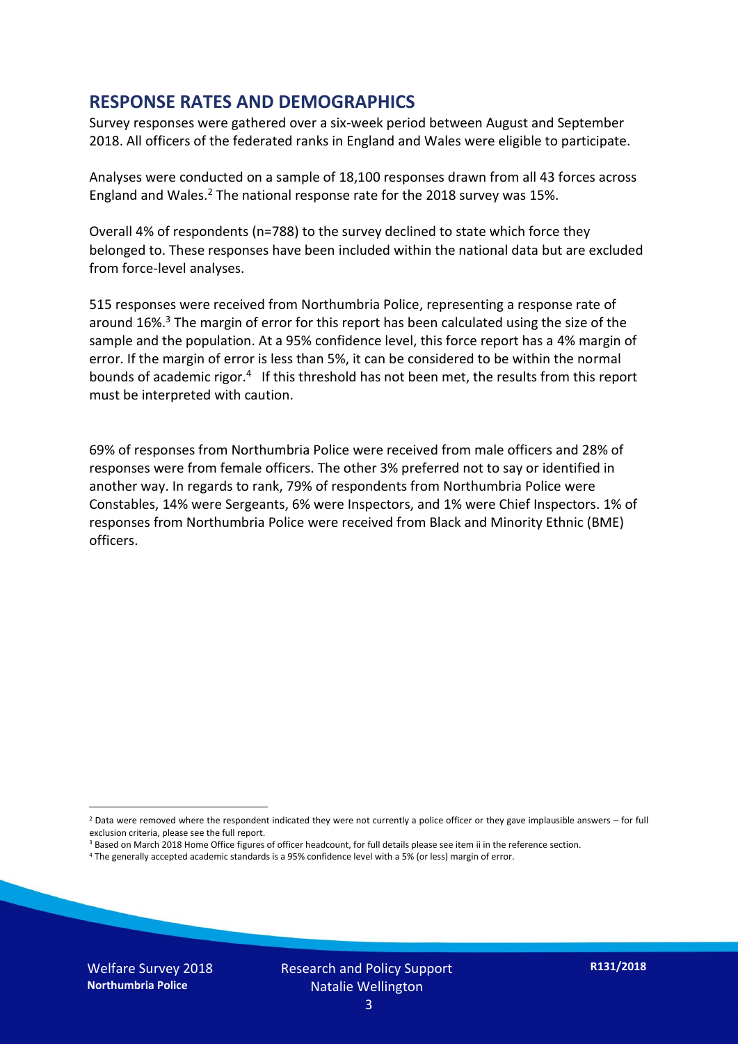## RESPONSE RATES AND DEMOGRAPHICS

Survey responses were gathered over a six-week period between August and September 2018. All officers of the federated ranks in England and Wales were eligible to participate.

Analyses were conducted on a sample of 18,100 responses drawn from all 43 forces across England and Wales.[2] The national response rate for the 2018 survey was 15%.

Overall 4% of respondents (n=788) to the survey declined to state which force they belonged to. These responses have been included within the national data but are excluded from force-level analyses.

515 responses were received from Northumbria Police, representing a response rate of around 16%.[3] The margin of error for this report has been calculated using the size of the sample and the population. At a 95% confidence level, this force report has a 4% margin of error. If the margin of error is less than 5%, it can be considered to be within the normal bounds of academic rigor.[4] If this threshold has not been met, the results from this report must be interpreted with caution.

69% of responses from Northumbria Police were received from male officers and 28% of responses were from female officers. The other 3% preferred not to say or identified in another way. In regards to rank, 79% of respondents from Northumbria Police were Constables, 14% were Sergeants, 6% were Inspectors, and 1% were Chief Inspectors. 1% of responses from Northumbria Police were received from Black and Minority Ethnic (BME) officers.

[2] Data were removed where the respondent indicated they were not currently a police officer or they gave implausible answers – for full exclusion criteria, please see the full report.

[3] Based on March 2018 Home Office figures of officer headcount, for full details please see item ii in the reference section.

[4] The generally accepted academic standards is a 95% confidence level with a 5% (or less) margin of error.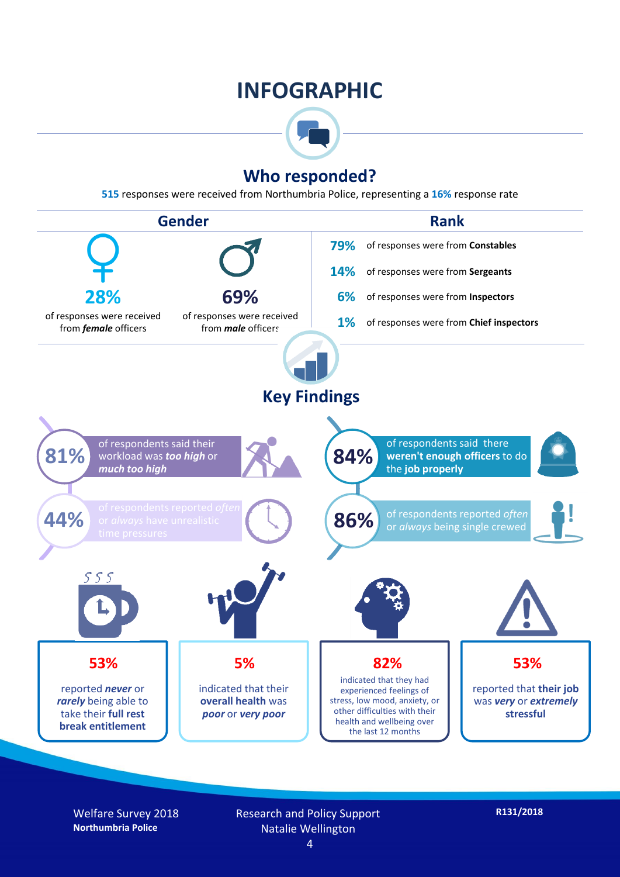# INFOGRAPHIC

## Who responded?

**515** responses were received from Northumbria Police, representing a **16%** response rate

### Gender

**28%** of responses were received from ***female*** officers

**69%** of responses were received from ***male*** officers

### Rank

- **79%** of responses were from **Constables**
- **14%** of responses were from **Sergeants**
- **6%** of responses were from **Inspectors**
- **1%** of responses were from **Chief inspectors**

## Key Findings

- **81%** of respondents said their workload was ***too high*** or ***much too high***
- **84%** of respondents said there **weren't enough officers** to do the **job properly**
- **44%** of respondents reported *often* or *always* have unrealistic time pressures
- **86%** of respondents reported *often* or *always* being single crewed

**53%** reported ***never*** or ***rarely*** being able to take their **full rest break entitlement**

**5%** indicated that their **overall health** was ***poor*** or ***very poor***

**82%** indicated that they had experienced feelings of stress, low mood, anxiety, or other difficulties with their health and wellbeing over the last 12 months

**53%** reported that **their job** was ***very*** or ***extremely*** **stressful**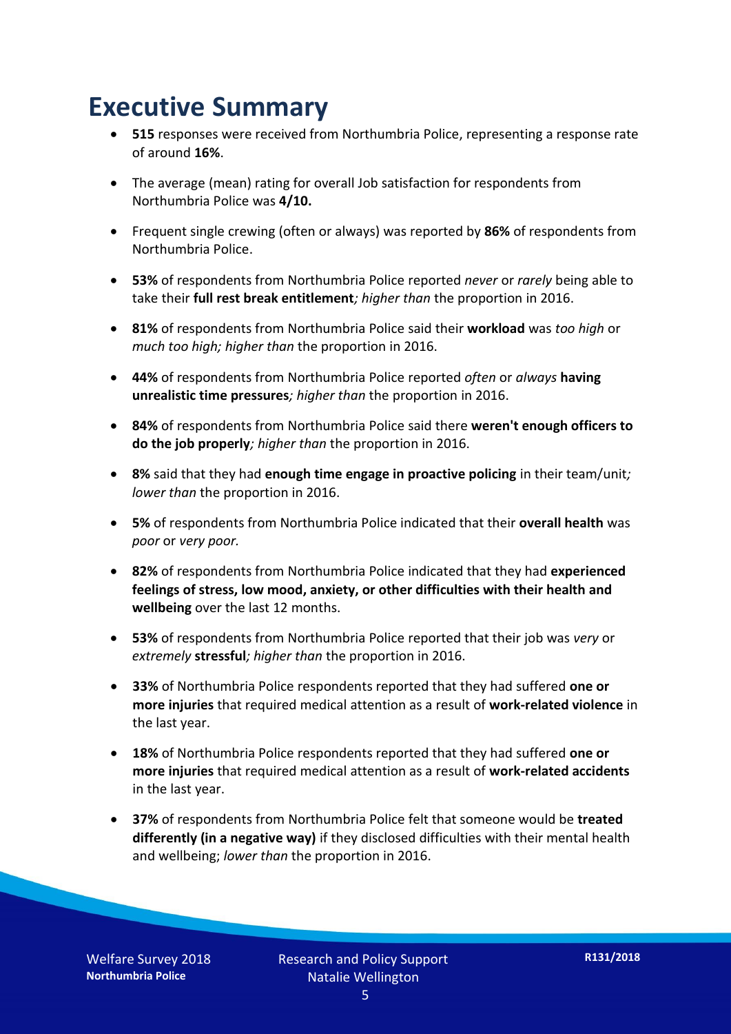# Executive Summary

- **515** responses were received from Northumbria Police, representing a response rate of around **16%**.
- The average (mean) rating for overall Job satisfaction for respondents from Northumbria Police was **4/10.**
- Frequent single crewing (often or always) was reported by **86%** of respondents from Northumbria Police.
- **53%** of respondents from Northumbria Police reported *never* or *rarely* being able to take their **full rest break entitlement***; higher than* the proportion in 2016.
- **81%** of respondents from Northumbria Police said their **workload** was *too high* or *much too high; higher than* the proportion in 2016.
- **44%** of respondents from Northumbria Police reported *often* or *always* **having unrealistic time pressures***; higher than* the proportion in 2016.
- **84%** of respondents from Northumbria Police said there **weren't enough officers to do the job properly***; higher than* the proportion in 2016.
- **8%** said that they had **enough time engage in proactive policing** in their team/unit*; lower than* the proportion in 2016.
- **5%** of respondents from Northumbria Police indicated that their **overall health** was *poor* or *very poor.*
- **82%** of respondents from Northumbria Police indicated that they had **experienced feelings of stress, low mood, anxiety, or other difficulties with their health and wellbeing** over the last 12 months.
- **53%** of respondents from Northumbria Police reported that their job was *very* or *extremely* **stressful***; higher than* the proportion in 2016.
- **33%** of Northumbria Police respondents reported that they had suffered **one or more injuries** that required medical attention as a result of **work-related violence** in the last year.
- **18%** of Northumbria Police respondents reported that they had suffered **one or more injuries** that required medical attention as a result of **work-related accidents** in the last year.
- **37%** of respondents from Northumbria Police felt that someone would be **treated differently (in a negative way)** if they disclosed difficulties with their mental health and wellbeing; *lower than* the proportion in 2016.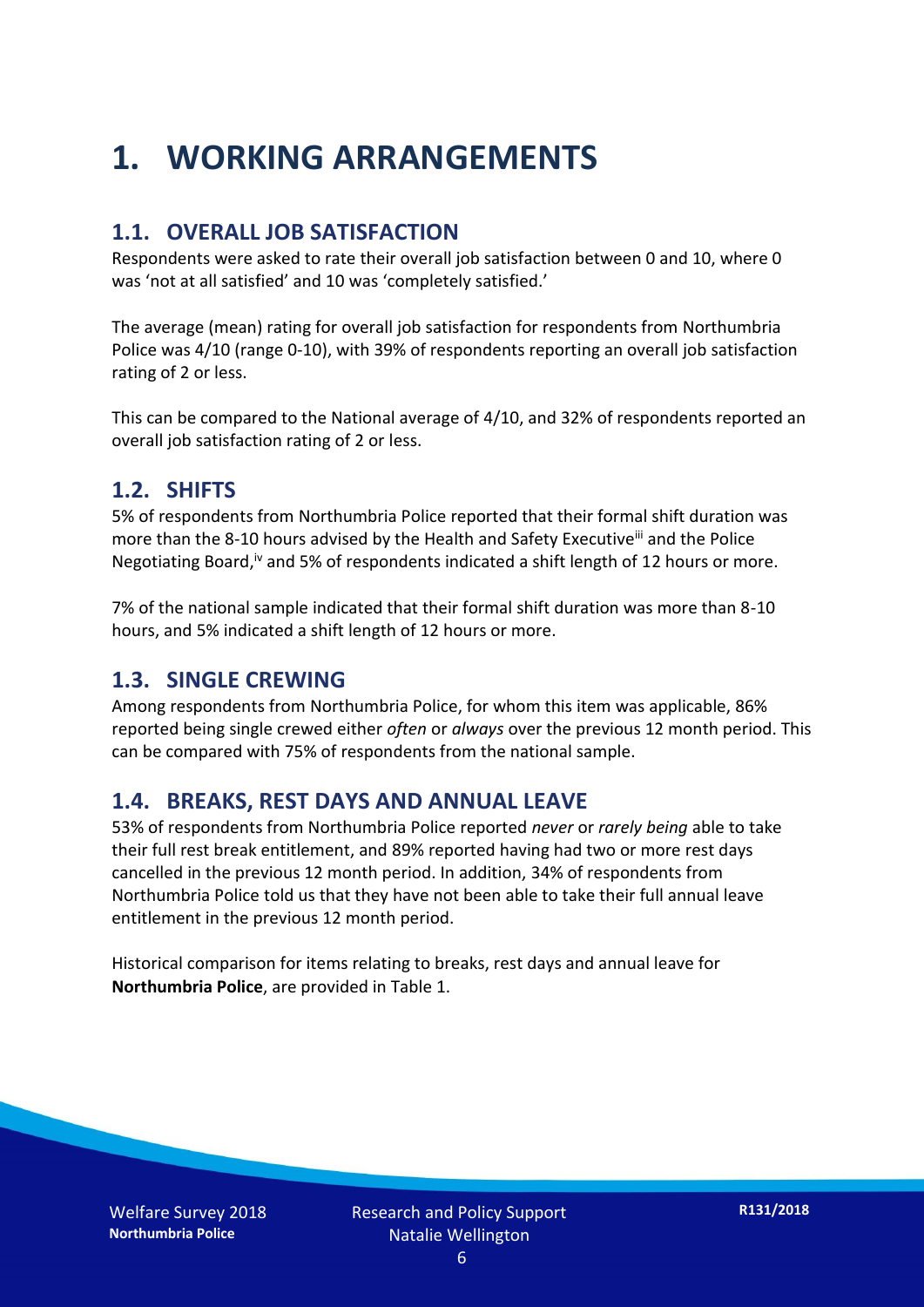# 1. WORKING ARRANGEMENTS

## 1.1. OVERALL JOB SATISFACTION

Respondents were asked to rate their overall job satisfaction between 0 and 10, where 0 was 'not at all satisfied' and 10 was 'completely satisfied.'

The average (mean) rating for overall job satisfaction for respondents from Northumbria Police was 4/10 (range 0-10), with 39% of respondents reporting an overall job satisfaction rating of 2 or less.

This can be compared to the National average of 4/10, and 32% of respondents reported an overall job satisfaction rating of 2 or less.

## 1.2. SHIFTS

5% of respondents from Northumbria Police reported that their formal shift duration was more than the 8-10 hours advised by the Health and Safety Executive[iii] and the Police Negotiating Board,[iv] and 5% of respondents indicated a shift length of 12 hours or more.

7% of the national sample indicated that their formal shift duration was more than 8-10 hours, and 5% indicated a shift length of 12 hours or more.

## 1.3. SINGLE CREWING

Among respondents from Northumbria Police, for whom this item was applicable, 86% reported being single crewed either *often* or *always* over the previous 12 month period. This can be compared with 75% of respondents from the national sample.

## 1.4. BREAKS, REST DAYS AND ANNUAL LEAVE

53% of respondents from Northumbria Police reported *never* or *rarely being* able to take their full rest break entitlement, and 89% reported having had two or more rest days cancelled in the previous 12 month period. In addition, 34% of respondents from Northumbria Police told us that they have not been able to take their full annual leave entitlement in the previous 12 month period.

Historical comparison for items relating to breaks, rest days and annual leave for **Northumbria Police**, are provided in Table 1.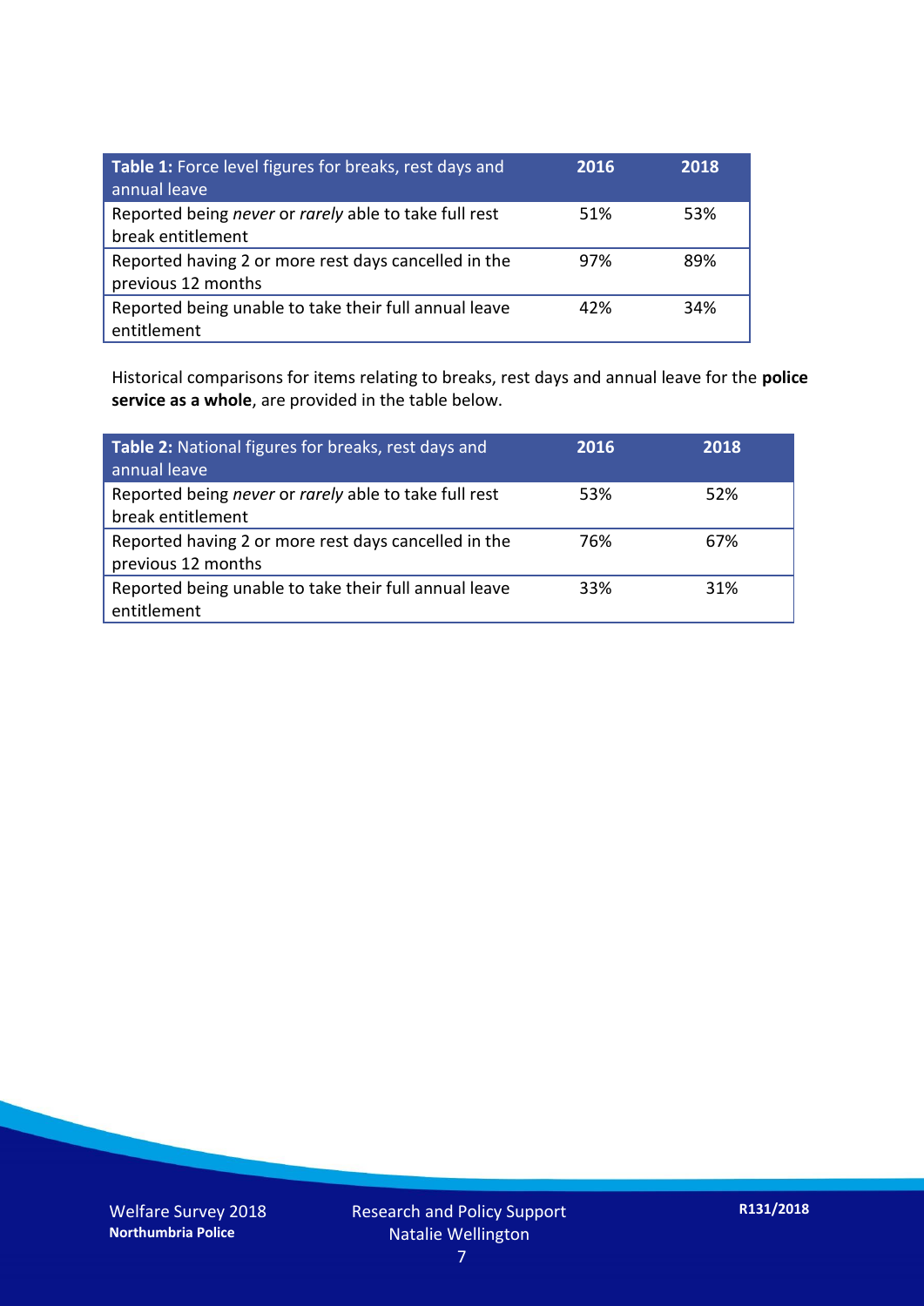| **Table 1:** Force level figures for breaks, rest days and annual leave | **2016** | **2018** |
|---|---|---|
| Reported being *never* or *rarely* able to take full rest break entitlement | 51% | 53% |
| Reported having 2 or more rest days cancelled in the previous 12 months | 97% | 89% |
| Reported being unable to take their full annual leave entitlement | 42% | 34% |

Historical comparisons for items relating to breaks, rest days and annual leave for the **police service as a whole**, are provided in the table below.

| **Table 2:** National figures for breaks, rest days and annual leave | **2016** | **2018** |
|---|---|---|
| Reported being *never* or *rarely* able to take full rest break entitlement | 53% | 52% |
| Reported having 2 or more rest days cancelled in the previous 12 months | 76% | 67% |
| Reported being unable to take their full annual leave entitlement | 33% | 31% |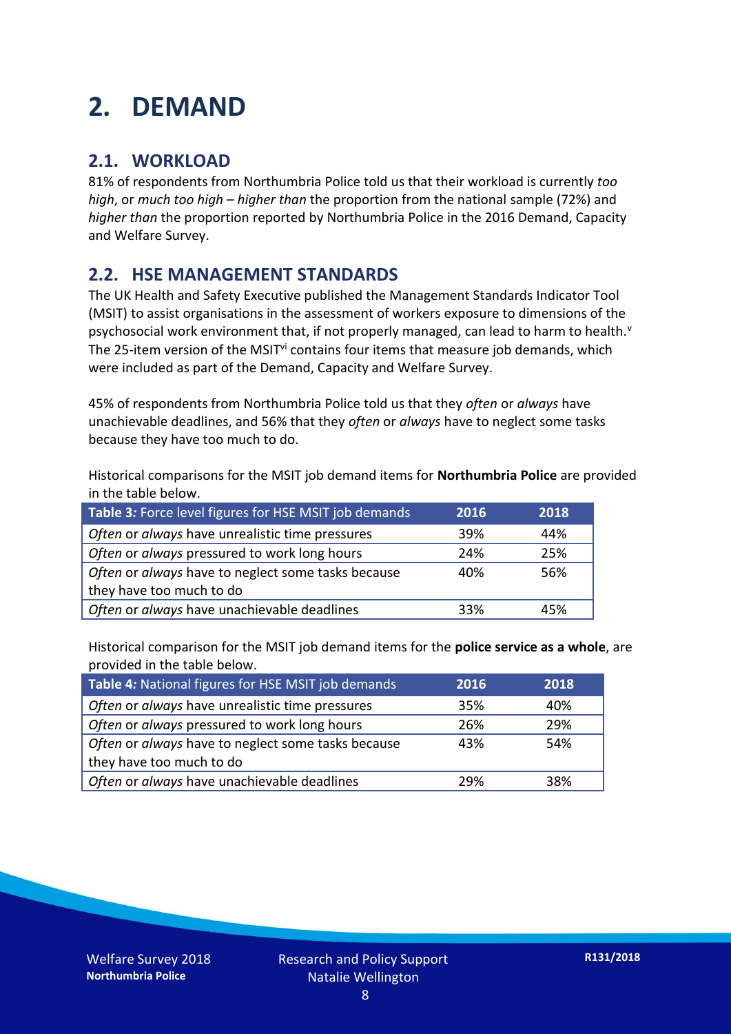# 2. DEMAND

## 2.1. WORKLOAD

81% of respondents from Northumbria Police told us that their workload is currently *too high*, or *much too high* – *higher than* the proportion from the national sample (72%) and *higher than* the proportion reported by Northumbria Police in the 2016 Demand, Capacity and Welfare Survey.

## 2.2. HSE MANAGEMENT STANDARDS

The UK Health and Safety Executive published the Management Standards Indicator Tool (MSIT) to assist organisations in the assessment of workers exposure to dimensions of the psychosocial work environment that, if not properly managed, can lead to harm to health.[v] The 25-item version of the MSIT[vi] contains four items that measure job demands, which were included as part of the Demand, Capacity and Welfare Survey.

45% of respondents from Northumbria Police told us that they *often* or *always* have unachievable deadlines, and 56% that they *often* or *always* have to neglect some tasks because they have too much to do.

Historical comparisons for the MSIT job demand items for **Northumbria Police** are provided in the table below.

| Table 3: Force level figures for HSE MSIT job demands | 2016 | 2018 |
|---|---|---|
| *Often* or *always* have unrealistic time pressures | 39% | 44% |
| *Often* or *always* pressured to work long hours | 24% | 25% |
| *Often* or *always* have to neglect some tasks because they have too much to do | 40% | 56% |
| *Often* or *always* have unachievable deadlines | 33% | 45% |

Historical comparison for the MSIT job demand items for the **police service as a whole**, are provided in the table below.

| Table 4: National figures for HSE MSIT job demands | 2016 | 2018 |
|---|---|---|
| *Often* or *always* have unrealistic time pressures | 35% | 40% |
| *Often* or *always* pressured to work long hours | 26% | 29% |
| *Often* or *always* have to neglect some tasks because they have too much to do | 43% | 54% |
| *Often* or *always* have unachievable deadlines | 29% | 38% |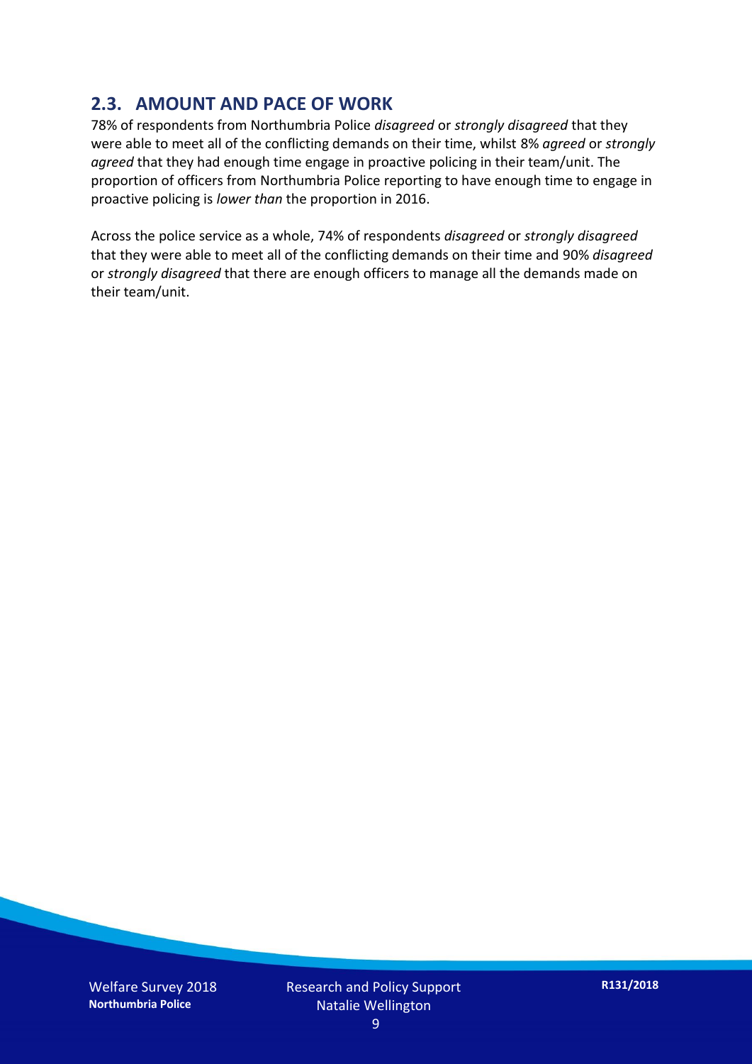## 2.3. AMOUNT AND PACE OF WORK

78% of respondents from Northumbria Police *disagreed* or *strongly disagreed* that they were able to meet all of the conflicting demands on their time, whilst 8% *agreed* or *strongly agreed* that they had enough time engage in proactive policing in their team/unit. The proportion of officers from Northumbria Police reporting to have enough time to engage in proactive policing is *lower than* the proportion in 2016.

Across the police service as a whole, 74% of respondents *disagreed* or *strongly disagreed* that they were able to meet all of the conflicting demands on their time and 90% *disagreed* or *strongly disagreed* that there are enough officers to manage all the demands made on their team/unit.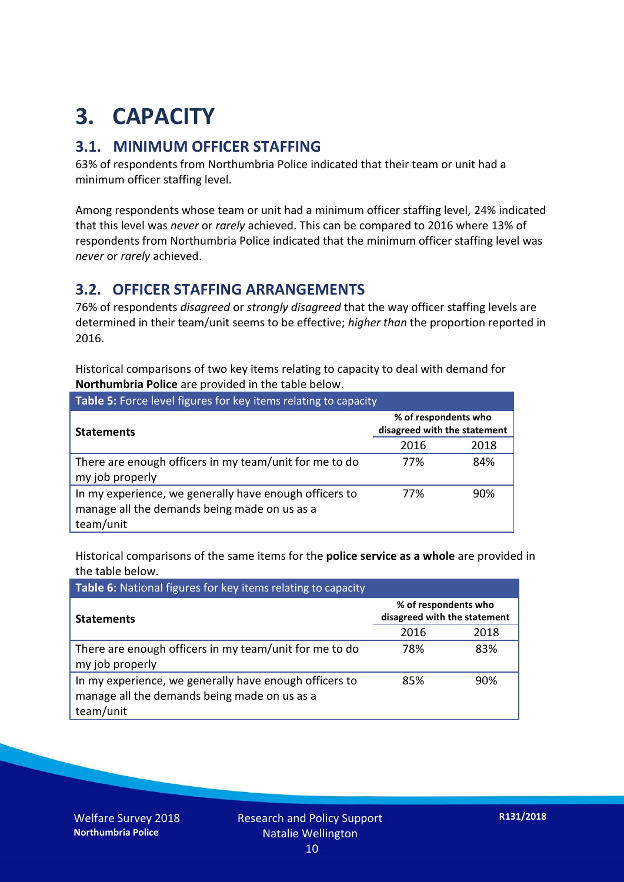# 3. CAPACITY

## 3.1. MINIMUM OFFICER STAFFING

63% of respondents from Northumbria Police indicated that their team or unit had a minimum officer staffing level.

Among respondents whose team or unit had a minimum officer staffing level, 24% indicated that this level was *never* or *rarely* achieved. This can be compared to 2016 where 13% of respondents from Northumbria Police indicated that the minimum officer staffing level was *never* or *rarely* achieved.

## 3.2. OFFICER STAFFING ARRANGEMENTS

76% of respondents *disagreed* or *strongly disagreed* that the way officer staffing levels are determined in their team/unit seems to be effective; *higher than* the proportion reported in 2016.

Historical comparisons of two key items relating to capacity to deal with demand for **Northumbria Police** are provided in the table below.

**Table 5:** Force level figures for key items relating to capacity

| Statements | % of respondents who disagreed with the statement | |
|---|---|---|
| | 2016 | 2018 |
| There are enough officers in my team/unit for me to do my job properly | 77% | 84% |
| In my experience, we generally have enough officers to manage all the demands being made on us as a team/unit | 77% | 90% |

Historical comparisons of the same items for the **police service as a whole** are provided in the table below.

**Table 6:** National figures for key items relating to capacity

| Statements | % of respondents who disagreed with the statement | |
|---|---|---|
| | 2016 | 2018 |
| There are enough officers in my team/unit for me to do my job properly | 78% | 83% |
| In my experience, we generally have enough officers to manage all the demands being made on us as a team/unit | 85% | 90% |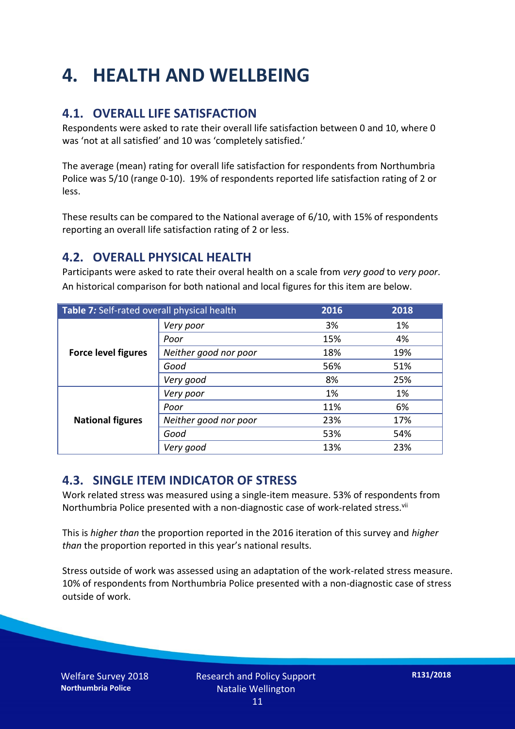# 4. HEALTH AND WELLBEING

## 4.1. OVERALL LIFE SATISFACTION

Respondents were asked to rate their overall life satisfaction between 0 and 10, where 0 was 'not at all satisfied' and 10 was 'completely satisfied.'

The average (mean) rating for overall life satisfaction for respondents from Northumbria Police was 5/10 (range 0-10). 19% of respondents reported life satisfaction rating of 2 or less.

These results can be compared to the National average of 6/10, with 15% of respondents reporting an overall life satisfaction rating of 2 or less.

## 4.2. OVERALL PHYSICAL HEALTH

Participants were asked to rate their overal health on a scale from *very good* to *very poor*. An historical comparison for both national and local figures for this item are below.

| **Table 7:** Self-rated overall physical health | | 2016 | 2018 |
|---|---|---|---|
| **Force level figures** | *Very poor* | 3% | 1% |
| | *Poor* | 15% | 4% |
| | *Neither good nor poor* | 18% | 19% |
| | *Good* | 56% | 51% |
| | *Very good* | 8% | 25% |
| **National figures** | *Very poor* | 1% | 1% |
| | *Poor* | 11% | 6% |
| | *Neither good nor poor* | 23% | 17% |
| | *Good* | 53% | 54% |
| | *Very good* | 13% | 23% |

## 4.3. SINGLE ITEM INDICATOR OF STRESS

Work related stress was measured using a single-item measure. 53% of respondents from Northumbria Police presented with a non-diagnostic case of work-related stress.[vii]

This is *higher than* the proportion reported in the 2016 iteration of this survey and *higher than* the proportion reported in this year's national results.

Stress outside of work was assessed using an adaptation of the work-related stress measure. 10% of respondents from Northumbria Police presented with a non-diagnostic case of stress outside of work.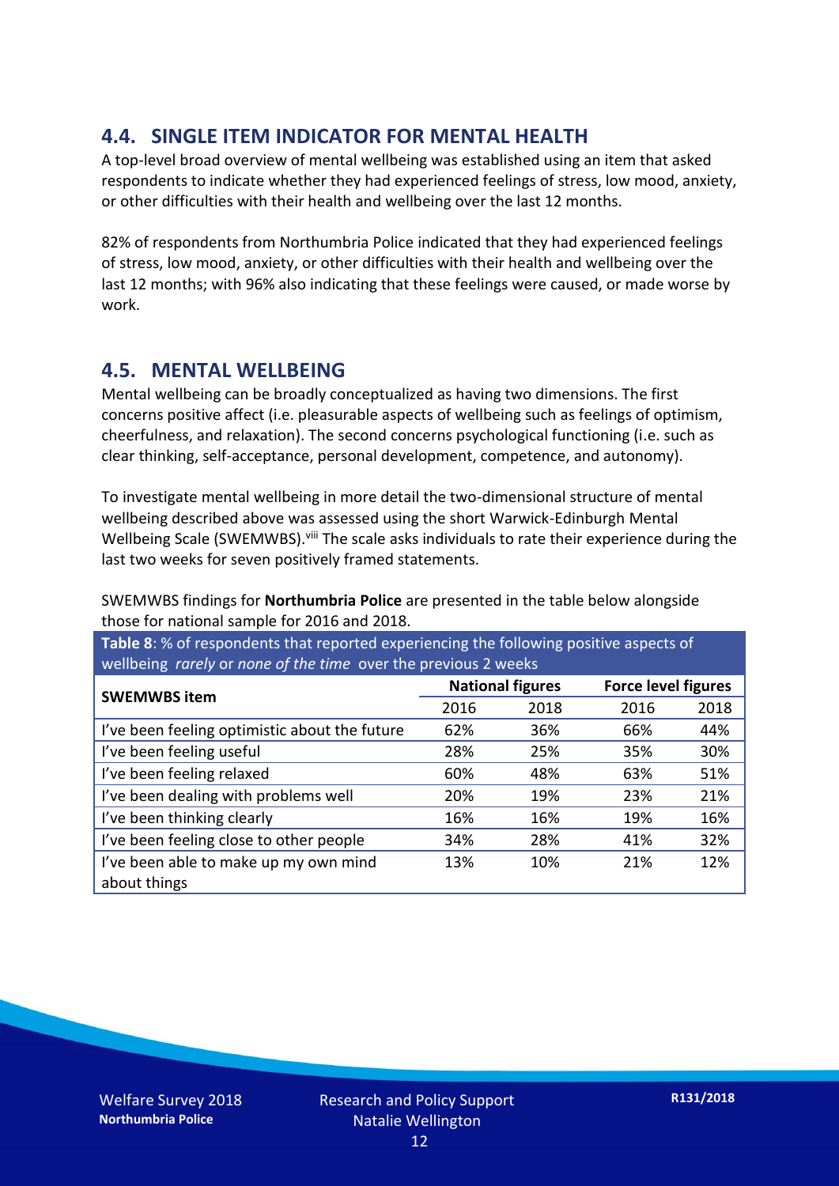## 4.4. SINGLE ITEM INDICATOR FOR MENTAL HEALTH

A top-level broad overview of mental wellbeing was established using an item that asked respondents to indicate whether they had experienced feelings of stress, low mood, anxiety, or other difficulties with their health and wellbeing over the last 12 months.

82% of respondents from Northumbria Police indicated that they had experienced feelings of stress, low mood, anxiety, or other difficulties with their health and wellbeing over the last 12 months; with 96% also indicating that these feelings were caused, or made worse by work.

## 4.5. MENTAL WELLBEING

Mental wellbeing can be broadly conceptualized as having two dimensions. The first concerns positive affect (i.e. pleasurable aspects of wellbeing such as feelings of optimism, cheerfulness, and relaxation). The second concerns psychological functioning (i.e. such as clear thinking, self-acceptance, personal development, competence, and autonomy).

To investigate mental wellbeing in more detail the two-dimensional structure of mental wellbeing described above was assessed using the short Warwick-Edinburgh Mental Wellbeing Scale (SWEMWBS).[viii] The scale asks individuals to rate their experience during the last two weeks for seven positively framed statements.

SWEMWBS findings for **Northumbria Police** are presented in the table below alongside those for national sample for 2016 and 2018.

**Table 8**: % of respondents that reported experiencing the following positive aspects of wellbeing *rarely* or *none of the time* over the previous 2 weeks

| SWEMWBS item | National figures | | Force level figures | |
|---|---|---|---|---|
| | 2016 | 2018 | 2016 | 2018 |
| I've been feeling optimistic about the future | 62% | 36% | 66% | 44% |
| I've been feeling useful | 28% | 25% | 35% | 30% |
| I've been feeling relaxed | 60% | 48% | 63% | 51% |
| I've been dealing with problems well | 20% | 19% | 23% | 21% |
| I've been thinking clearly | 16% | 16% | 19% | 16% |
| I've been feeling close to other people | 34% | 28% | 41% | 32% |
| I've been able to make up my own mind about things | 13% | 10% | 21% | 12% |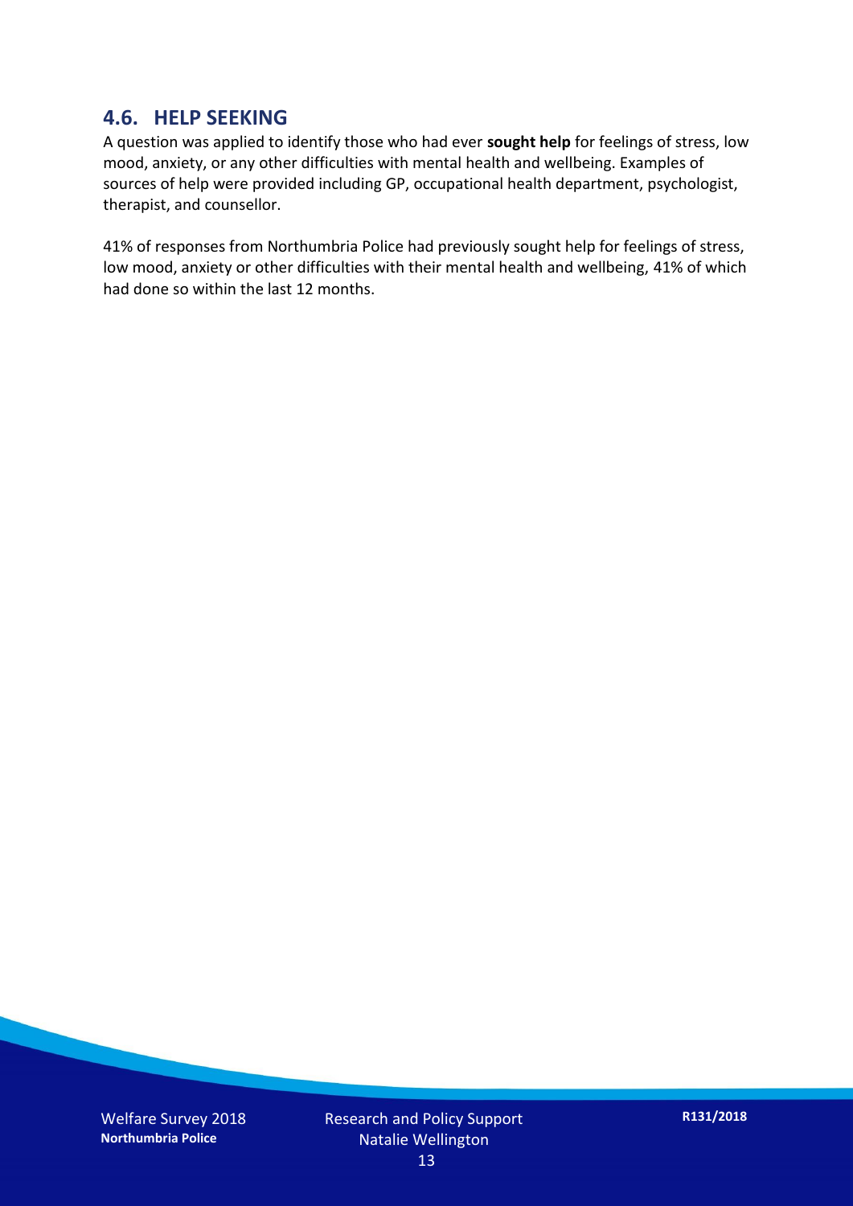## 4.6. HELP SEEKING

A question was applied to identify those who had ever **sought help** for feelings of stress, low mood, anxiety, or any other difficulties with mental health and wellbeing. Examples of sources of help were provided including GP, occupational health department, psychologist, therapist, and counsellor.

41% of responses from Northumbria Police had previously sought help for feelings of stress, low mood, anxiety or other difficulties with their mental health and wellbeing, 41% of which had done so within the last 12 months.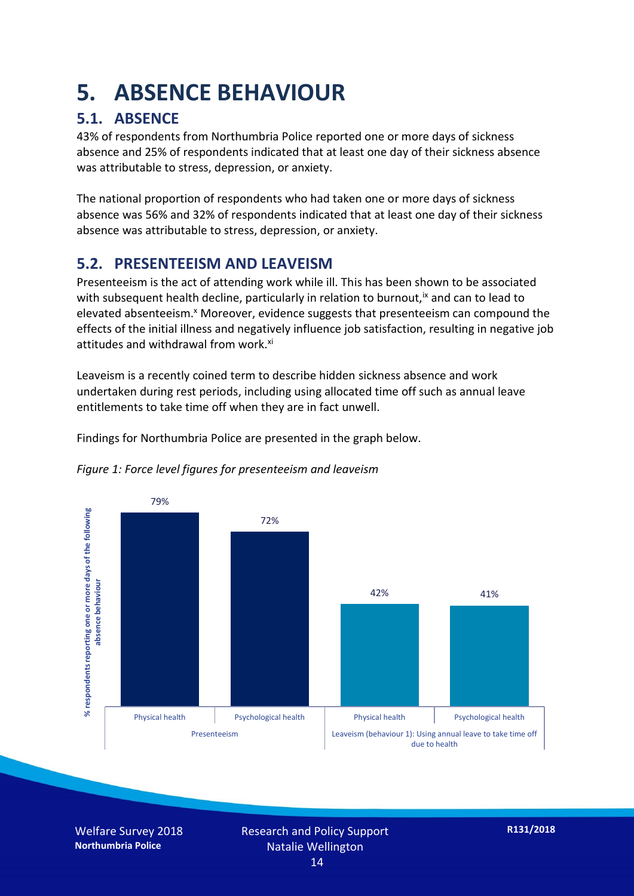# 5. ABSENCE BEHAVIOUR

## 5.1. ABSENCE

43% of respondents from Northumbria Police reported one or more days of sickness absence and 25% of respondents indicated that at least one day of their sickness absence was attributable to stress, depression, or anxiety.

The national proportion of respondents who had taken one or more days of sickness absence was 56% and 32% of respondents indicated that at least one day of their sickness absence was attributable to stress, depression, or anxiety.

## 5.2. PRESENTEEISM AND LEAVEISM

Presenteeism is the act of attending work while ill. This has been shown to be associated with subsequent health decline, particularly in relation to burnout,[ix] and can to lead to elevated absenteeism.[x] Moreover, evidence suggests that presenteeism can compound the effects of the initial illness and negatively influence job satisfaction, resulting in negative job attitudes and withdrawal from work.[xi]

Leaveism is a recently coined term to describe hidden sickness absence and work undertaken during rest periods, including using allocated time off such as annual leave entitlements to take time off when they are in fact unwell.

Findings for Northumbria Police are presented in the graph below.

*Figure 1: Force level figures for presenteeism and leaveism*

| % respondents reporting one or more days of the following absence behaviour | Physical health | Psychological health |
|---|---|---|
| Presenteeism | 79% | 72% |
| Leaveism (behaviour 1): Using annual leave to take time off due to health | 42% | 41% |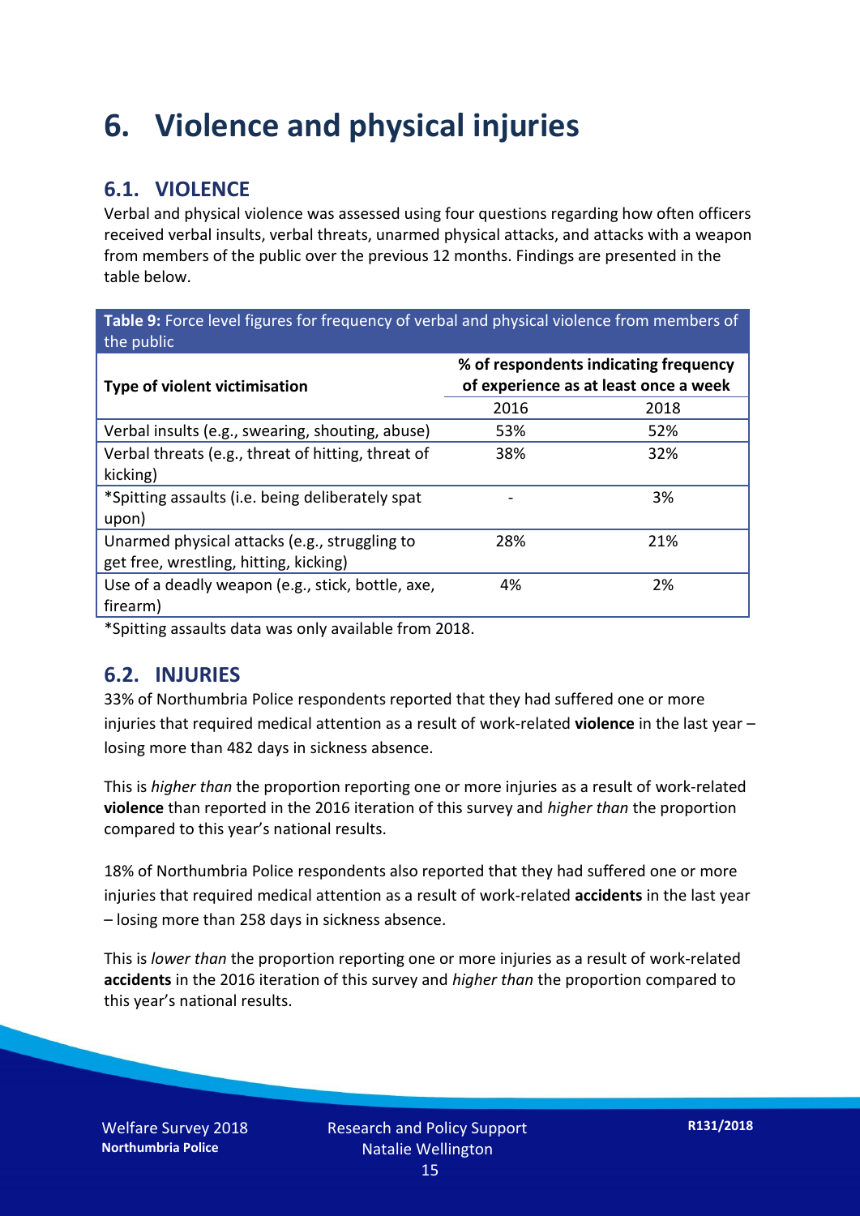# 6. Violence and physical injuries

## 6.1. VIOLENCE

Verbal and physical violence was assessed using four questions regarding how often officers received verbal insults, verbal threats, unarmed physical attacks, and attacks with a weapon from members of the public over the previous 12 months. Findings are presented in the table below.

**Table 9:** Force level figures for frequency of verbal and physical violence from members of the public

| Type of violent victimisation | % of respondents indicating frequency of experience as at least once a week | |
|---|---|---|
| | 2016 | 2018 |
| Verbal insults (e.g., swearing, shouting, abuse) | 53% | 52% |
| Verbal threats (e.g., threat of hitting, threat of kicking) | 38% | 32% |
| *Spitting assaults (i.e. being deliberately spat upon) | - | 3% |
| Unarmed physical attacks (e.g., struggling to get free, wrestling, hitting, kicking) | 28% | 21% |
| Use of a deadly weapon (e.g., stick, bottle, axe, firearm) | 4% | 2% |

*Spitting assaults data was only available from 2018.

## 6.2. INJURIES

33% of Northumbria Police respondents reported that they had suffered one or more injuries that required medical attention as a result of work-related **violence** in the last year – losing more than 482 days in sickness absence.

This is *higher than* the proportion reporting one or more injuries as a result of work-related **violence** than reported in the 2016 iteration of this survey and *higher than* the proportion compared to this year's national results.

18% of Northumbria Police respondents also reported that they had suffered one or more injuries that required medical attention as a result of work-related **accidents** in the last year – losing more than 258 days in sickness absence.

This is *lower than* the proportion reporting one or more injuries as a result of work-related **accidents** in the 2016 iteration of this survey and *higher than* the proportion compared to this year's national results.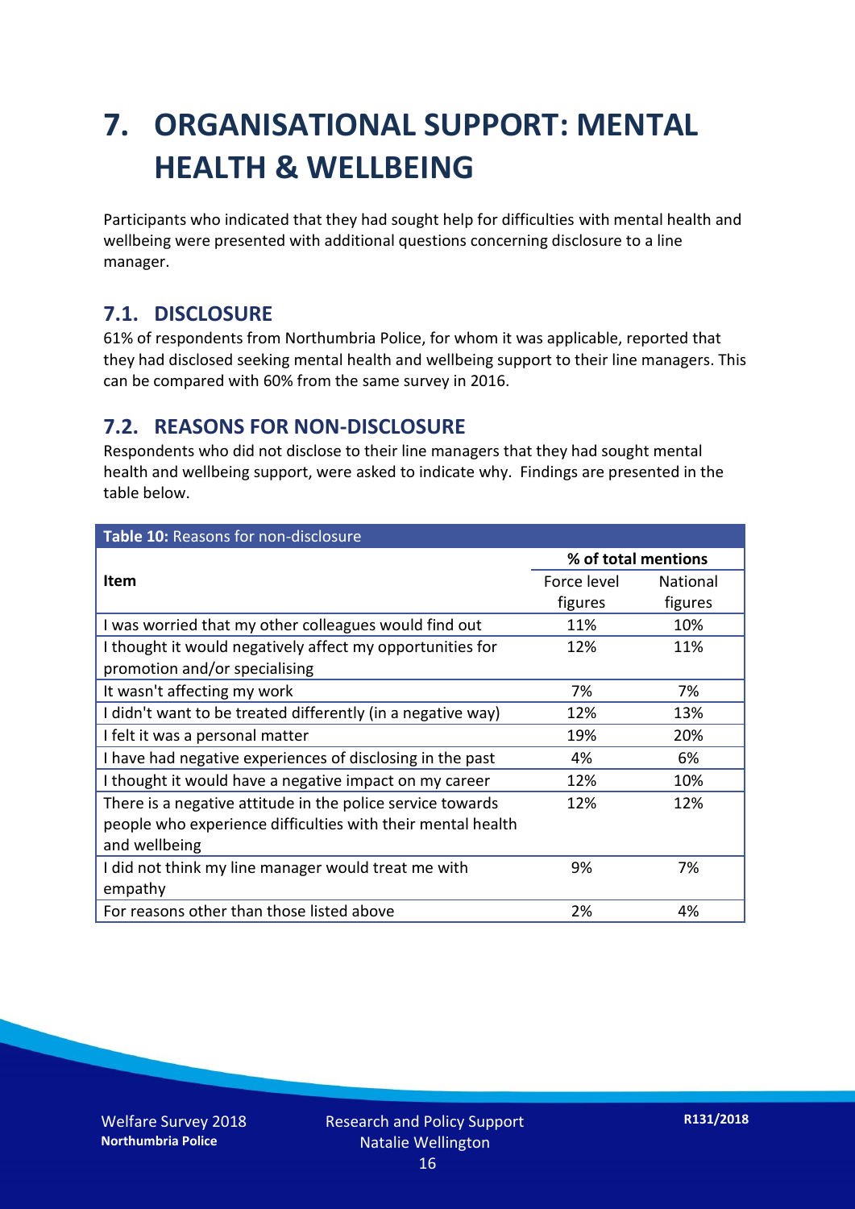# 7. ORGANISATIONAL SUPPORT: MENTAL HEALTH & WELLBEING

Participants who indicated that they had sought help for difficulties with mental health and wellbeing were presented with additional questions concerning disclosure to a line manager.

## 7.1. DISCLOSURE

61% of respondents from Northumbria Police, for whom it was applicable, reported that they had disclosed seeking mental health and wellbeing support to their line managers. This can be compared with 60% from the same survey in 2016.

## 7.2. REASONS FOR NON-DISCLOSURE

Respondents who did not disclose to their line managers that they had sought mental health and wellbeing support, were asked to indicate why. Findings are presented in the table below.

**Table 10:** Reasons for non-disclosure

| Item | % of total mentions | |
|---|---|---|
| | Force level figures | National figures |
| I was worried that my other colleagues would find out | 11% | 10% |
| I thought it would negatively affect my opportunities for promotion and/or specialising | 12% | 11% |
| It wasn't affecting my work | 7% | 7% |
| I didn't want to be treated differently (in a negative way) | 12% | 13% |
| I felt it was a personal matter | 19% | 20% |
| I have had negative experiences of disclosing in the past | 4% | 6% |
| I thought it would have a negative impact on my career | 12% | 10% |
| There is a negative attitude in the police service towards people who experience difficulties with their mental health and wellbeing | 12% | 12% |
| I did not think my line manager would treat me with empathy | 9% | 7% |
| For reasons other than those listed above | 2% | 4% |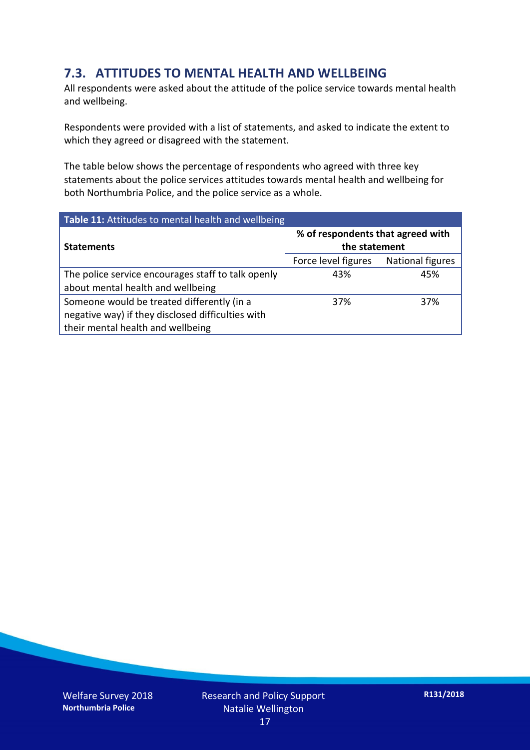## 7.3. ATTITUDES TO MENTAL HEALTH AND WELLBEING

All respondents were asked about the attitude of the police service towards mental health and wellbeing.

Respondents were provided with a list of statements, and asked to indicate the extent to which they agreed or disagreed with the statement.

The table below shows the percentage of respondents who agreed with three key statements about the police services attitudes towards mental health and wellbeing for both Northumbria Police, and the police service as a whole.

**Table 11:** Attitudes to mental health and wellbeing

| Statements | % of respondents that agreed with the statement | |
|---|---|---|
| | Force level figures | National figures |
| The police service encourages staff to talk openly about mental health and wellbeing | 43% | 45% |
| Someone would be treated differently (in a negative way) if they disclosed difficulties with their mental health and wellbeing | 37% | 37% |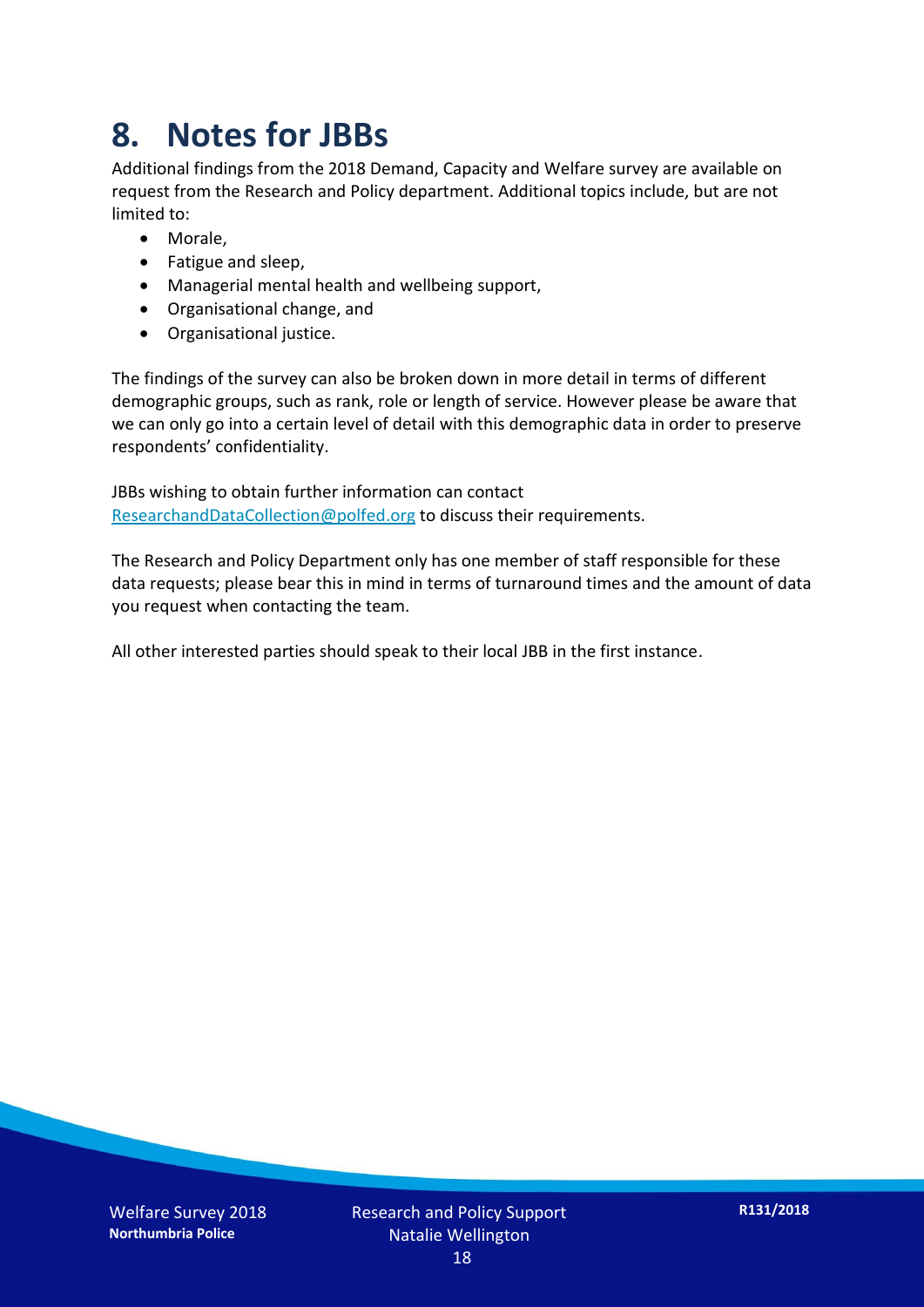# 8. Notes for JBBs

Additional findings from the 2018 Demand, Capacity and Welfare survey are available on request from the Research and Policy department. Additional topics include, but are not limited to:

- Morale,
- Fatigue and sleep,
- Managerial mental health and wellbeing support,
- Organisational change, and
- Organisational justice.

The findings of the survey can also be broken down in more detail in terms of different demographic groups, such as rank, role or length of service. However please be aware that we can only go into a certain level of detail with this demographic data in order to preserve respondents' confidentiality.

JBBs wishing to obtain further information can contact ResearchandDataCollection@polfed.org to discuss their requirements.

The Research and Policy Department only has one member of staff responsible for these data requests; please bear this in mind in terms of turnaround times and the amount of data you request when contacting the team.

All other interested parties should speak to their local JBB in the first instance.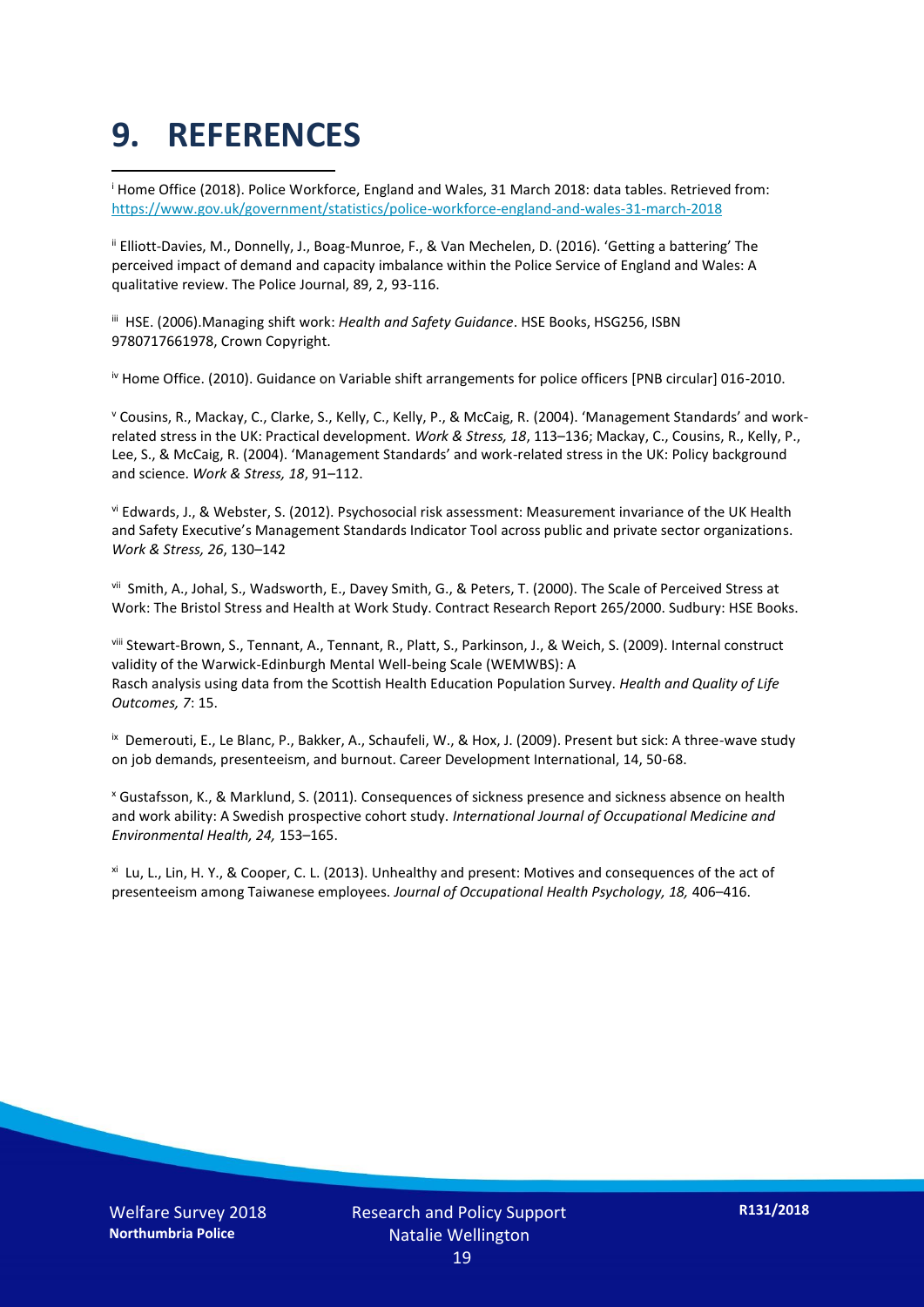# 9. REFERENCES

[i] Home Office (2018). Police Workforce, England and Wales, 31 March 2018: data tables. Retrieved from: https://www.gov.uk/government/statistics/police-workforce-england-and-wales-31-march-2018

[ii] Elliott-Davies, M., Donnelly, J., Boag-Munroe, F., & Van Mechelen, D. (2016). 'Getting a battering' The perceived impact of demand and capacity imbalance within the Police Service of England and Wales: A qualitative review. The Police Journal, 89, 2, 93-116.

[iii] HSE. (2006).Managing shift work: *Health and Safety Guidance*. HSE Books, HSG256, ISBN 9780717661978, Crown Copyright.

[iv] Home Office. (2010). Guidance on Variable shift arrangements for police officers [PNB circular] 016-2010.

[v] Cousins, R., Mackay, C., Clarke, S., Kelly, C., Kelly, P., & McCaig, R. (2004). 'Management Standards' and work-related stress in the UK: Practical development. *Work & Stress, 18*, 113–136; Mackay, C., Cousins, R., Kelly, P., Lee, S., & McCaig, R. (2004). 'Management Standards' and work-related stress in the UK: Policy background and science. *Work & Stress, 18*, 91–112.

[vi] Edwards, J., & Webster, S. (2012). Psychosocial risk assessment: Measurement invariance of the UK Health and Safety Executive's Management Standards Indicator Tool across public and private sector organizations. *Work & Stress, 26*, 130–142

[vii] Smith, A., Johal, S., Wadsworth, E., Davey Smith, G., & Peters, T. (2000). The Scale of Perceived Stress at Work: The Bristol Stress and Health at Work Study. Contract Research Report 265/2000. Sudbury: HSE Books.

[viii] Stewart-Brown, S., Tennant, A., Tennant, R., Platt, S., Parkinson, J., & Weich, S. (2009). Internal construct validity of the Warwick-Edinburgh Mental Well-being Scale (WEMWBS): A Rasch analysis using data from the Scottish Health Education Population Survey. *Health and Quality of Life Outcomes, 7*: 15.

[ix] Demerouti, E., Le Blanc, P., Bakker, A., Schaufeli, W., & Hox, J. (2009). Present but sick: A three-wave study on job demands, presenteeism, and burnout. Career Development International, 14, 50-68.

[x] Gustafsson, K., & Marklund, S. (2011). Consequences of sickness presence and sickness absence on health and work ability: A Swedish prospective cohort study. *International Journal of Occupational Medicine and Environmental Health, 24,* 153–165.

[xi] Lu, L., Lin, H. Y., & Cooper, C. L. (2013). Unhealthy and present: Motives and consequences of the act of presenteeism among Taiwanese employees. *Journal of Occupational Health Psychology, 18,* 406–416.